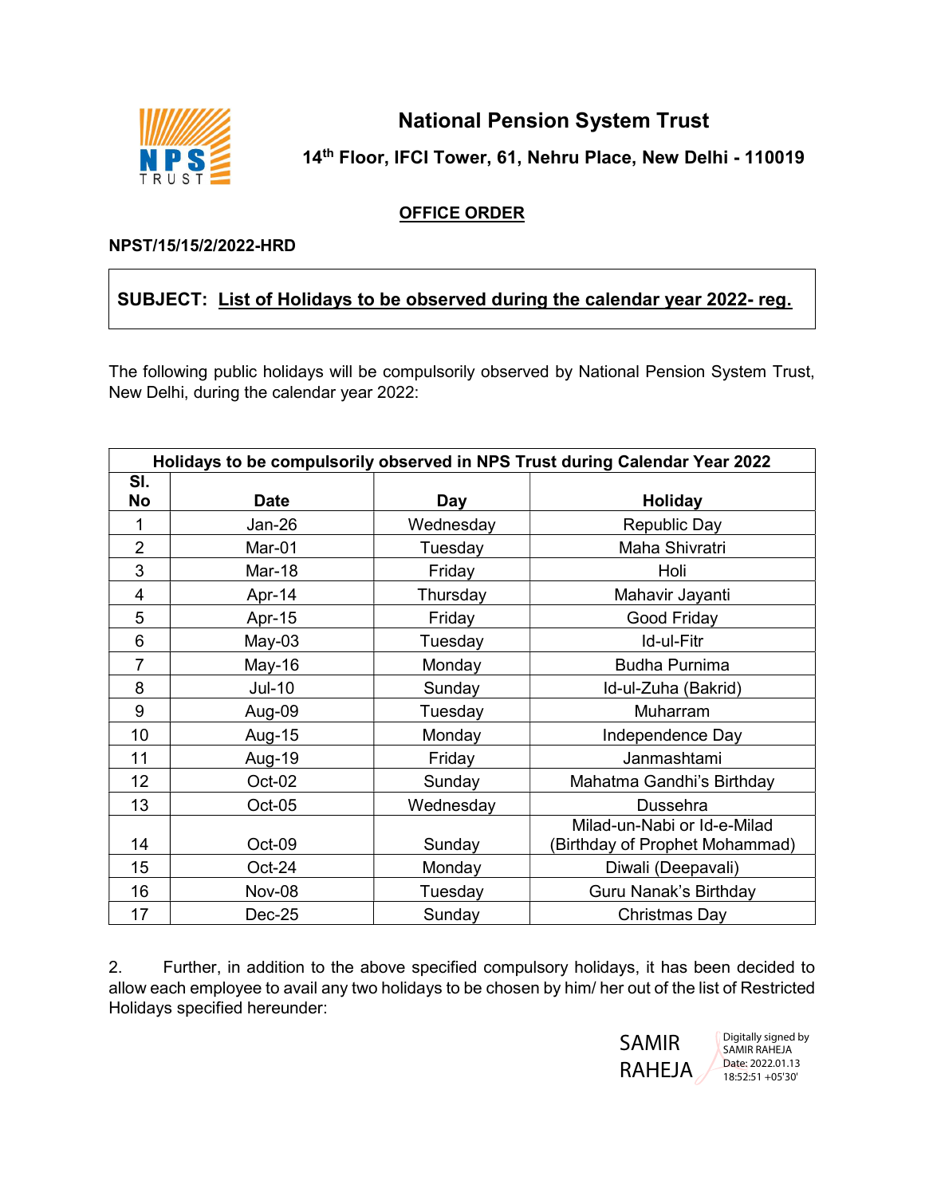# National Pension System Trust

**14th Floor, IFCI Tower, 61, Nehru Place, New Delhi - 110019**

## OFFICE ORDER

**NPST/15/15/2/2022-HRD**

**SUBJECT: List of Holidays to be observed during the calendar year 2022- reg.**

The following public holidays will be compulsorily observed by National Pension System Trust, New Delhi, during the calendar year 2022:

| Holidays to be compulsorily observed in NPS Trust during Calendar Year 2022 | | | |
|---|---|---|---|
| **Sl. No** | **Date** | **Day** | **Holiday** |
| 1 | Jan-26 | Wednesday | Republic Day |
| 2 | Mar-01 | Tuesday | Maha Shivratri |
| 3 | Mar-18 | Friday | Holi |
| 4 | Apr-14 | Thursday | Mahavir Jayanti |
| 5 | Apr-15 | Friday | Good Friday |
| 6 | May-03 | Tuesday | Id-ul-Fitr |
| 7 | May-16 | Monday | Budha Purnima |
| 8 | Jul-10 | Sunday | Id-ul-Zuha (Bakrid) |
| 9 | Aug-09 | Tuesday | Muharram |
| 10 | Aug-15 | Monday | Independence Day |
| 11 | Aug-19 | Friday | Janmashtami |
| 12 | Oct-02 | Sunday | Mahatma Gandhi's Birthday |
| 13 | Oct-05 | Wednesday | Dussehra |
| 14 | Oct-09 | Sunday | Milad-un-Nabi or Id-e-Milad (Birthday of Prophet Mohammad) |
| 15 | Oct-24 | Monday | Diwali (Deepavali) |
| 16 | Nov-08 | Tuesday | Guru Nanak's Birthday |
| 17 | Dec-25 | Sunday | Christmas Day |

2. Further, in addition to the above specified compulsory holidays, it has been decided to allow each employee to avail any two holidays to be chosen by him/ her out of the list of Restricted Holidays specified hereunder:

SAMIR RAHEJA

Digitally signed by SAMIR RAHEJA
Date: 2022.01.13 18:52:51 +05'30'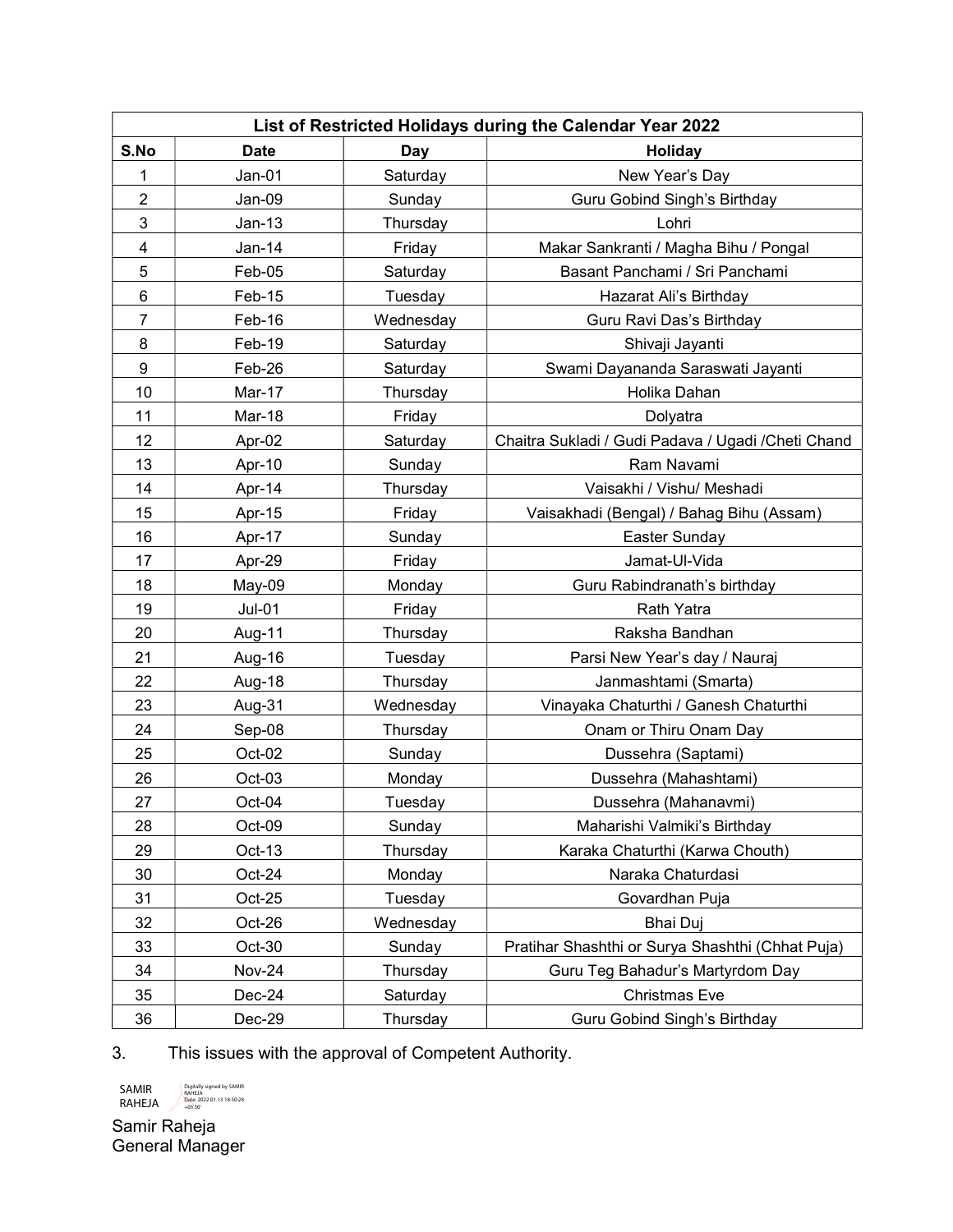| List of Restricted Holidays during the Calendar Year 2022 | | | |
|---|---|---|---|
| S.No | Date | Day | Holiday |
| 1 | Jan-01 | Saturday | New Year's Day |
| 2 | Jan-09 | Sunday | Guru Gobind Singh's Birthday |
| 3 | Jan-13 | Thursday | Lohri |
| 4 | Jan-14 | Friday | Makar Sankranti / Magha Bihu / Pongal |
| 5 | Feb-05 | Saturday | Basant Panchami / Sri Panchami |
| 6 | Feb-15 | Tuesday | Hazarat Ali's Birthday |
| 7 | Feb-16 | Wednesday | Guru Ravi Das's Birthday |
| 8 | Feb-19 | Saturday | Shivaji Jayanti |
| 9 | Feb-26 | Saturday | Swami Dayananda Saraswati Jayanti |
| 10 | Mar-17 | Thursday | Holika Dahan |
| 11 | Mar-18 | Friday | Dolyatra |
| 12 | Apr-02 | Saturday | Chaitra Sukladi / Gudi Padava / Ugadi /Cheti Chand |
| 13 | Apr-10 | Sunday | Ram Navami |
| 14 | Apr-14 | Thursday | Vaisakhi / Vishu/ Meshadi |
| 15 | Apr-15 | Friday | Vaisakhadi (Bengal) / Bahag Bihu (Assam) |
| 16 | Apr-17 | Sunday | Easter Sunday |
| 17 | Apr-29 | Friday | Jamat-Ul-Vida |
| 18 | May-09 | Monday | Guru Rabindranath's birthday |
| 19 | Jul-01 | Friday | Rath Yatra |
| 20 | Aug-11 | Thursday | Raksha Bandhan |
| 21 | Aug-16 | Tuesday | Parsi New Year's day / Nauraj |
| 22 | Aug-18 | Thursday | Janmashtami (Smarta) |
| 23 | Aug-31 | Wednesday | Vinayaka Chaturthi / Ganesh Chaturthi |
| 24 | Sep-08 | Thursday | Onam or Thiru Onam Day |
| 25 | Oct-02 | Sunday | Dussehra (Saptami) |
| 26 | Oct-03 | Monday | Dussehra (Mahashtami) |
| 27 | Oct-04 | Tuesday | Dussehra (Mahanavmi) |
| 28 | Oct-09 | Sunday | Maharishi Valmiki's Birthday |
| 29 | Oct-13 | Thursday | Karaka Chaturthi (Karwa Chouth) |
| 30 | Oct-24 | Monday | Naraka Chaturdasi |
| 31 | Oct-25 | Tuesday | Govardhan Puja |
| 32 | Oct-26 | Wednesday | Bhai Duj |
| 33 | Oct-30 | Sunday | Pratihar Shashthi or Surya Shashthi (Chhat Puja) |
| 34 | Nov-24 | Thursday | Guru Teg Bahadur's Martyrdom Day |
| 35 | Dec-24 | Saturday | Christmas Eve |
| 36 | Dec-29 | Thursday | Guru Gobind Singh's Birthday |

3. This issues with the approval of Competent Authority.

SAMIR RAHEJA
Digitally signed by SAMIR RAHEJA
Date: 2022.01.13 18:50:28 +05'30'

Samir Raheja
General Manager